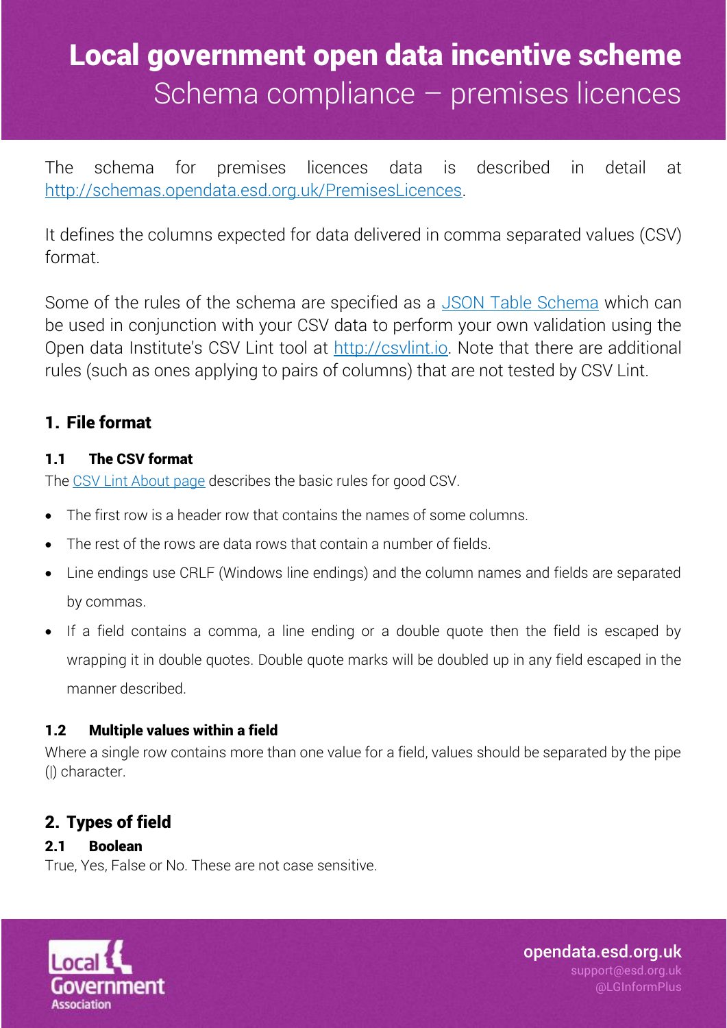# Local government open data incentive scheme

## Schema compliance – premises licences

The schema for premises licences data is described in detail at [http://schemas.opendata.esd.org.uk/PremisesLicences](http://schemas.opendata.esd.org.uk/PremisesLicences).

It defines the columns expected for data delivered in comma separated values (CSV) format.

Some of the rules of the schema are specified as a JSON Table Schema which can be used in conjunction with your CSV data to perform your own validation using the Open data Institute's CSV Lint tool at [http://csvlint.io](http://csvlint.io). Note that there are additional rules (such as ones applying to pairs of columns) that are not tested by CSV Lint.

## 1. File format

### 1.1 The CSV format

The CSV Lint About page describes the basic rules for good CSV.

- The first row is a header row that contains the names of some columns.
- The rest of the rows are data rows that contain a number of fields.
- Line endings use CRLF (Windows line endings) and the column names and fields are separated by commas.
- If a field contains a comma, a line ending or a double quote then the field is escaped by wrapping it in double quotes. Double quote marks will be doubled up in any field escaped in the manner described.

### 1.2 Multiple values within a field

Where a single row contains more than one value for a field, values should be separated by the pipe (|) character.

## 2. Types of field

### 2.1 Boolean

True, Yes, False or No. These are not case sensitive.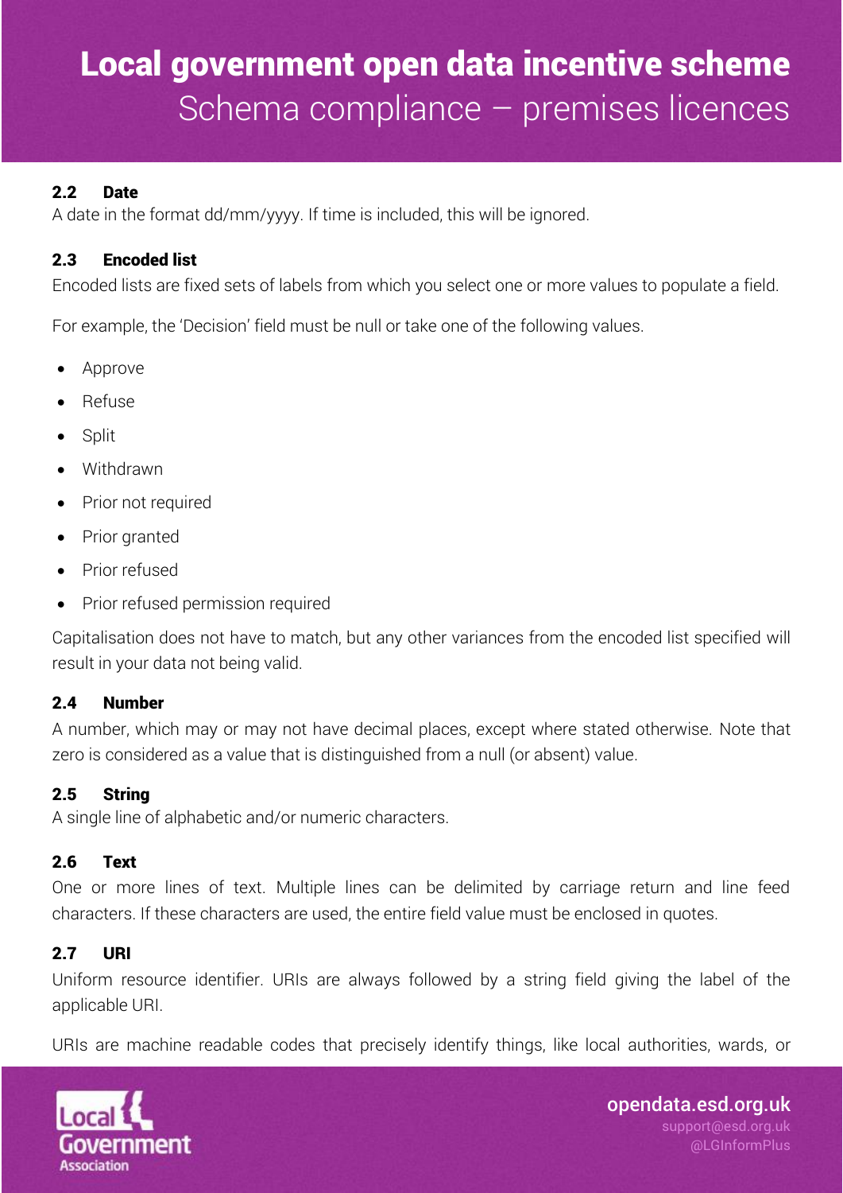### 2.2 Date

A date in the format dd/mm/yyyy. If time is included, this will be ignored.

### 2.3 Encoded list

Encoded lists are fixed sets of labels from which you select one or more values to populate a field.

For example, the 'Decision' field must be null or take one of the following values.

- Approve
- Refuse
- Split
- Withdrawn
- Prior not required
- Prior granted
- Prior refused
- Prior refused permission required

Capitalisation does not have to match, but any other variances from the encoded list specified will result in your data not being valid.

### 2.4 Number

A number, which may or may not have decimal places, except where stated otherwise. Note that zero is considered as a value that is distinguished from a null (or absent) value.

### 2.5 String

A single line of alphabetic and/or numeric characters.

### 2.6 Text

One or more lines of text. Multiple lines can be delimited by carriage return and line feed characters. If these characters are used, the entire field value must be enclosed in quotes.

### 2.7 URI

Uniform resource identifier. URIs are always followed by a string field giving the label of the applicable URI.

URIs are machine readable codes that precisely identify things, like local authorities, wards, or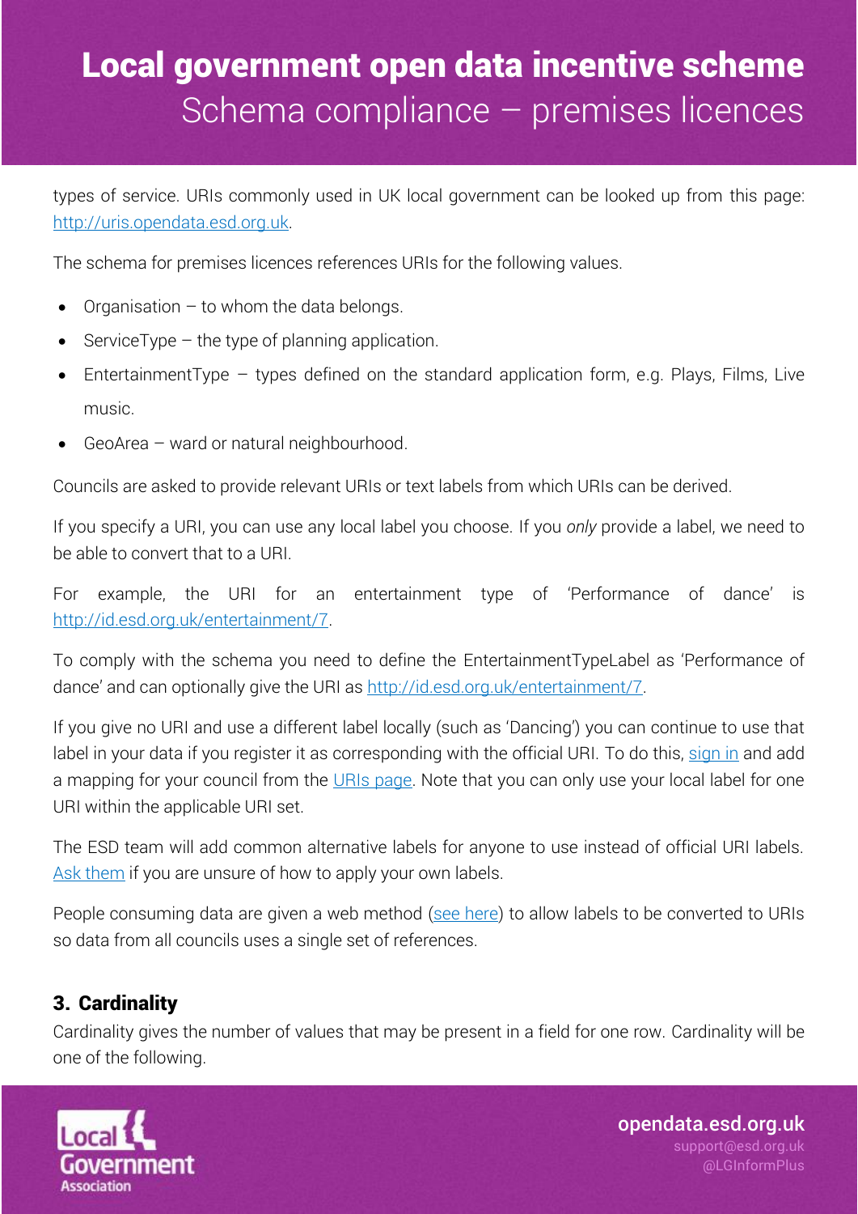types of service. URIs commonly used in UK local government can be looked up from this page: http://uris.opendata.esd.org.uk.

The schema for premises licences references URIs for the following values.

- Organisation – to whom the data belongs.
- ServiceType – the type of planning application.
- EntertainmentType – types defined on the standard application form, e.g. Plays, Films, Live music.
- GeoArea – ward or natural neighbourhood.

Councils are asked to provide relevant URIs or text labels from which URIs can be derived.

If you specify a URI, you can use any local label you choose. If you *only* provide a label, we need to be able to convert that to a URI.

For example, the URI for an entertainment type of 'Performance of dance' is http://id.esd.org.uk/entertainment/7.

To comply with the schema you need to define the EntertainmentTypeLabel as 'Performance of dance' and can optionally give the URI as http://id.esd.org.uk/entertainment/7.

If you give no URI and use a different label locally (such as 'Dancing') you can continue to use that label in your data if you register it as corresponding with the official URI. To do this, sign in and add a mapping for your council from the URIs page. Note that you can only use your local label for one URI within the applicable URI set.

The ESD team will add common alternative labels for anyone to use instead of official URI labels. Ask them if you are unsure of how to apply your own labels.

People consuming data are given a web method (see here) to allow labels to be converted to URIs so data from all councils uses a single set of references.

## 3. Cardinality

Cardinality gives the number of values that may be present in a field for one row. Cardinality will be one of the following.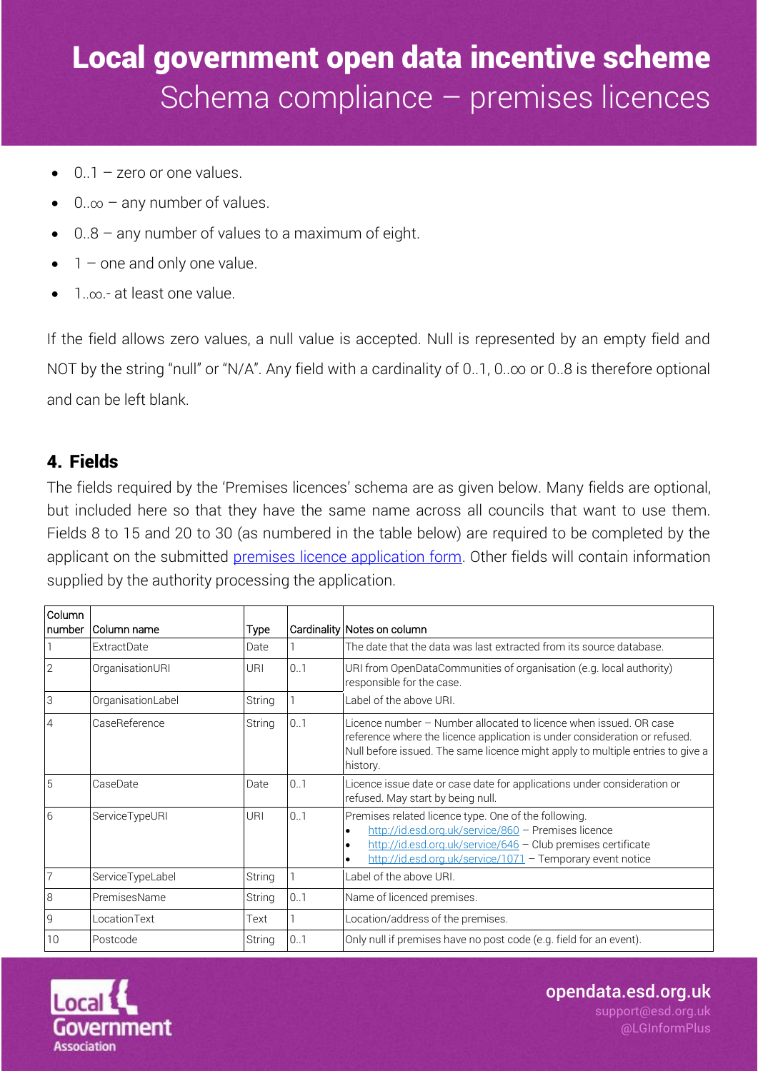- 0..1 – zero or one values.
- 0..∞ – any number of values.
- 0..8 – any number of values to a maximum of eight.
- 1 – one and only one value.
- 1..∞.- at least one value.

If the field allows zero values, a null value is accepted. Null is represented by an empty field and NOT by the string "null" or "N/A". Any field with a cardinality of 0..1, 0..∞ or 0..8 is therefore optional and can be left blank.

## 4. Fields

The fields required by the 'Premises licences' schema are as given below. Many fields are optional, but included here so that they have the same name across all councils that want to use them. Fields 8 to 15 and 20 to 30 (as numbered in the table below) are required to be completed by the applicant on the submitted [premises licence application form](). Other fields will contain information supplied by the authority processing the application.

| Column number | Column name | Type | Cardinality | Notes on column |
|---|---|---|---|---|
| 1 | ExtractDate | Date | 1 | The date that the data was last extracted from its source database. |
| 2 | OrganisationURI | URI | 0..1 | URI from OpenDataCommunities of organisation (e.g. local authority) responsible for the case. |
| 3 | OrganisationLabel | String | 1 | Label of the above URI. |
| 4 | CaseReference | String | 0..1 | Licence number – Number allocated to licence when issued. OR case reference where the licence application is under consideration or refused. Null before issued. The same licence might apply to multiple entries to give a history. |
| 5 | CaseDate | Date | 0..1 | Licence issue date or case date for applications under consideration or refused. May start by being null. |
| 6 | ServiceTypeURI | URI | 0..1 | Premises related licence type. One of the following.<br>• http://id.esd.org.uk/service/860 – Premises licence<br>• http://id.esd.org.uk/service/646 – Club premises certificate<br>• http://id.esd.org.uk/service/1071 – Temporary event notice |
| 7 | ServiceTypeLabel | String | 1 | Label of the above URI. |
| 8 | PremisesName | String | 0..1 | Name of licenced premises. |
| 9 | LocationText | Text | 1 | Location/address of the premises. |
| 10 | Postcode | String | 0..1 | Only null if premises have no post code (e.g. field for an event). |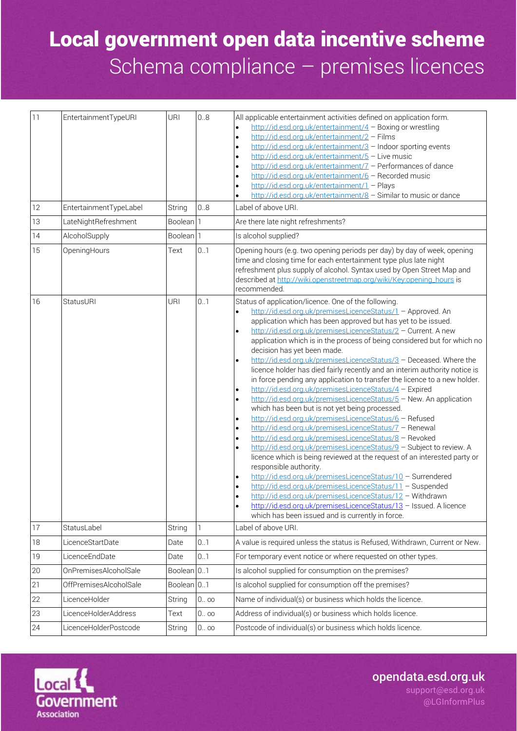# Local government open data incentive scheme

Schema compliance – premises licences

| | | | | |
|---|---|---|---|---|
| 11 | EntertainmentTypeURI | URI | 0..8 | All applicable entertainment activities defined on application form.<br>• http://id.esd.org.uk/entertainment/4 – Boxing or wrestling<br>• http://id.esd.org.uk/entertainment/2 – Films<br>• http://id.esd.org.uk/entertainment/3 – Indoor sporting events<br>• http://id.esd.org.uk/entertainment/5 – Live music<br>• http://id.esd.org.uk/entertainment/7 – Performances of dance<br>• http://id.esd.org.uk/entertainment/6 – Recorded music<br>• http://id.esd.org.uk/entertainment/1 – Plays<br>• http://id.esd.org.uk/entertainment/8 – Similar to music or dance |
| 12 | EntertainmentTypeLabel | String | 0..8 | Label of above URI. |
| 13 | LateNightRefreshment | Boolean | 1 | Are there late night refreshments? |
| 14 | AlcoholSupply | Boolean | 1 | Is alcohol supplied? |
| 15 | OpeningHours | Text | 0..1 | Opening hours (e.g. two opening periods per day) by day of week, opening time and closing time for each entertainment type plus late night refreshment plus supply of alcohol. Syntax used by Open Street Map and described at http://wiki.openstreetmap.org/wiki/Key:opening_hours is recommended. |
| 16 | StatusURI | URI | 0..1 | Status of application/licence. One of the following.<br>• http://id.esd.org.uk/premisesLicenceStatus/1 – Approved. An application which has been approved but has yet to be issued.<br>• http://id.esd.org.uk/premisesLicenceStatus/2 – Current. A new application which is in the process of being considered but for which no decision has yet been made.<br>• http://id.esd.org.uk/premisesLicenceStatus/3 – Deceased. Where the licence holder has died fairly recently and an interim authority notice is in force pending any application to transfer the licence to a new holder.<br>• http://id.esd.org.uk/premisesLicenceStatus/4 – Expired<br>• http://id.esd.org.uk/premisesLicenceStatus/5 – New. An application which has been but is not yet being processed.<br>• http://id.esd.org.uk/premisesLicenceStatus/6 – Refused<br>• http://id.esd.org.uk/premisesLicenceStatus/7 – Renewal<br>• http://id.esd.org.uk/premisesLicenceStatus/8 – Revoked<br>• http://id.esd.org.uk/premisesLicenceStatus/9 – Subject to review. A licence which is being reviewed at the request of an interested party or responsible authority.<br>• http://id.esd.org.uk/premisesLicenceStatus/10 – Surrendered<br>• http://id.esd.org.uk/premisesLicenceStatus/11 – Suspended<br>• http://id.esd.org.uk/premisesLicenceStatus/12 – Withdrawn<br>• http://id.esd.org.uk/premisesLicenceStatus/13 – Issued. A licence which has been issued and is currently in force. |
| 17 | StatusLabel | String | 1 | Label of above URI. |
| 18 | LicenceStartDate | Date | 0..1 | A value is required unless the status is Refused, Withdrawn, Current or New. |
| 19 | LicenceEndDate | Date | 0..1 | For temporary event notice or where requested on other types. |
| 20 | OnPremisesAlcoholSale | Boolean | 0..1 | Is alcohol supplied for consumption on the premises? |
| 21 | OffPremisesAlcoholSale | Boolean | 0..1 | Is alcohol supplied for consumption off the premises? |
| 22 | LicenceHolder | String | 0.. ∞ | Name of individual(s) or business which holds the licence. |
| 23 | LicenceHolderAddress | Text | 0.. ∞ | Address of individual(s) or business which holds licence. |
| 24 | LicenceHolderPostcode | String | 0.. ∞ | Postcode of individual(s) or business which holds licence. |

opendata.esd.org.uk
support@esd.org.uk
@LGInformPlus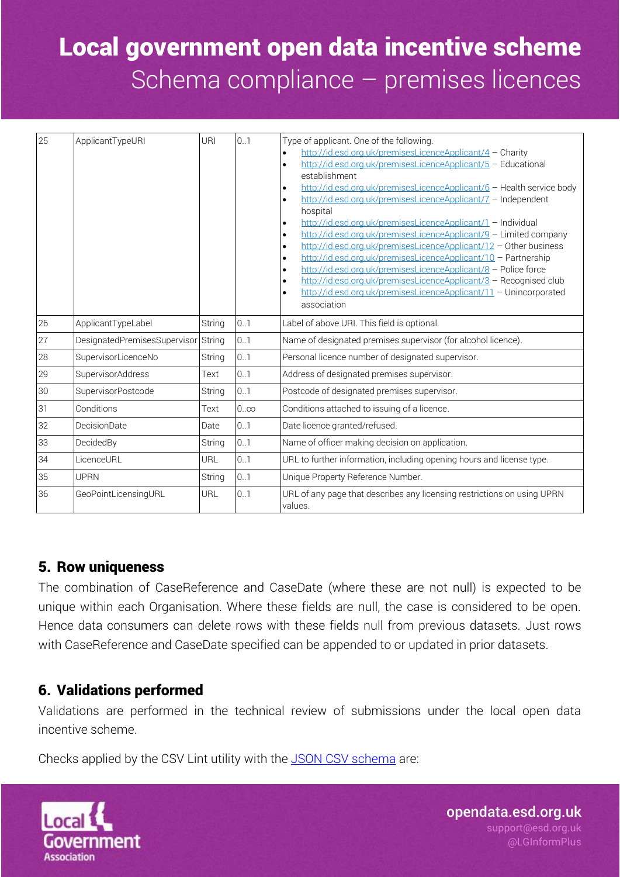| 25 | ApplicantTypeURI | URI | 0..1 | Type of applicant. One of the following.<br>• http://id.esd.org.uk/premisesLicenceApplicant/4 – Charity<br>• http://id.esd.org.uk/premisesLicenceApplicant/5 – Educational establishment<br>• http://id.esd.org.uk/premisesLicenceApplicant/6 – Health service body<br>• http://id.esd.org.uk/premisesLicenceApplicant/7 – Independent hospital<br>• http://id.esd.org.uk/premisesLicenceApplicant/1 – Individual<br>• http://id.esd.org.uk/premisesLicenceApplicant/9 – Limited company<br>• http://id.esd.org.uk/premisesLicenceApplicant/12 – Other business<br>• http://id.esd.org.uk/premisesLicenceApplicant/10 – Partnership<br>• http://id.esd.org.uk/premisesLicenceApplicant/8 – Police force<br>• http://id.esd.org.uk/premisesLicenceApplicant/3 – Recognised club<br>• http://id.esd.org.uk/premisesLicenceApplicant/11 – Unincorporated association |
|---|---|---|---|---|
| 26 | ApplicantTypeLabel | String | 0..1 | Label of above URI. This field is optional. |
| 27 | DesignatedPremisesSupervisor | String | 0..1 | Name of designated premises supervisor (for alcohol licence). |
| 28 | SupervisorLicenceNo | String | 0..1 | Personal licence number of designated supervisor. |
| 29 | SupervisorAddress | Text | 0..1 | Address of designated premises supervisor. |
| 30 | SupervisorPostcode | String | 0..1 | Postcode of designated premises supervisor. |
| 31 | Conditions | Text | 0..∞ | Conditions attached to issuing of a licence. |
| 32 | DecisionDate | Date | 0..1 | Date licence granted/refused. |
| 33 | DecidedBy | String | 0..1 | Name of officer making decision on application. |
| 34 | LicenceURL | URL | 0..1 | URL to further information, including opening hours and license type. |
| 35 | UPRN | String | 0..1 | Unique Property Reference Number. |
| 36 | GeoPointLicensingURL | URL | 0..1 | URL of any page that describes any licensing restrictions on using UPRN values. |

## 5. Row uniqueness

The combination of CaseReference and CaseDate (where these are not null) is expected to be unique within each Organisation. Where these fields are null, the case is considered to be open. Hence data consumers can delete rows with these fields null from previous datasets. Just rows with CaseReference and CaseDate specified can be appended to or updated in prior datasets.

## 6. Validations performed

Validations are performed in the technical review of submissions under the local open data incentive scheme.

Checks applied by the CSV Lint utility with the JSON CSV schema are: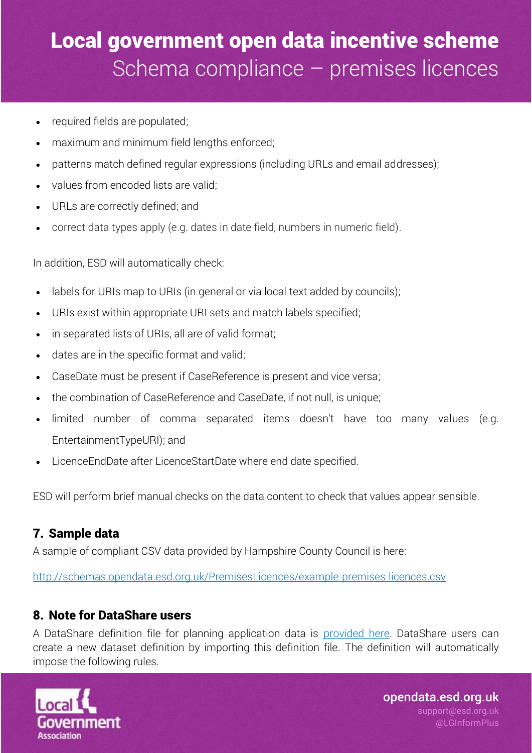- required fields are populated;
- maximum and minimum field lengths enforced;
- patterns match defined regular expressions (including URLs and email addresses);
- values from encoded lists are valid;
- URLs are correctly defined; and
- correct data types apply (e.g. dates in date field, numbers in numeric field).

In addition, ESD will automatically check:

- labels for URIs map to URIs (in general or via local text added by councils);
- URIs exist within appropriate URI sets and match labels specified;
- in separated lists of URIs, all are of valid format;
- dates are in the specific format and valid;
- CaseDate must be present if CaseReference is present and vice versa;
- the combination of CaseReference and CaseDate, if not null, is unique;
- limited number of comma separated items doesn't have too many values (e.g. EntertainmentTypeURI); and
- LicenceEndDate after LicenceStartDate where end date specified.

ESD will perform brief manual checks on the data content to check that values appear sensible.

## 7. Sample data

A sample of compliant CSV data provided by Hampshire County Council is here:

http://schemas.opendata.esd.org.uk/PremisesLicences/example-premises-licences.csv

## 8. Note for DataShare users

A DataShare definition file for planning application data is provided here. DataShare users can create a new dataset definition by importing this definition file. The definition will automatically impose the following rules.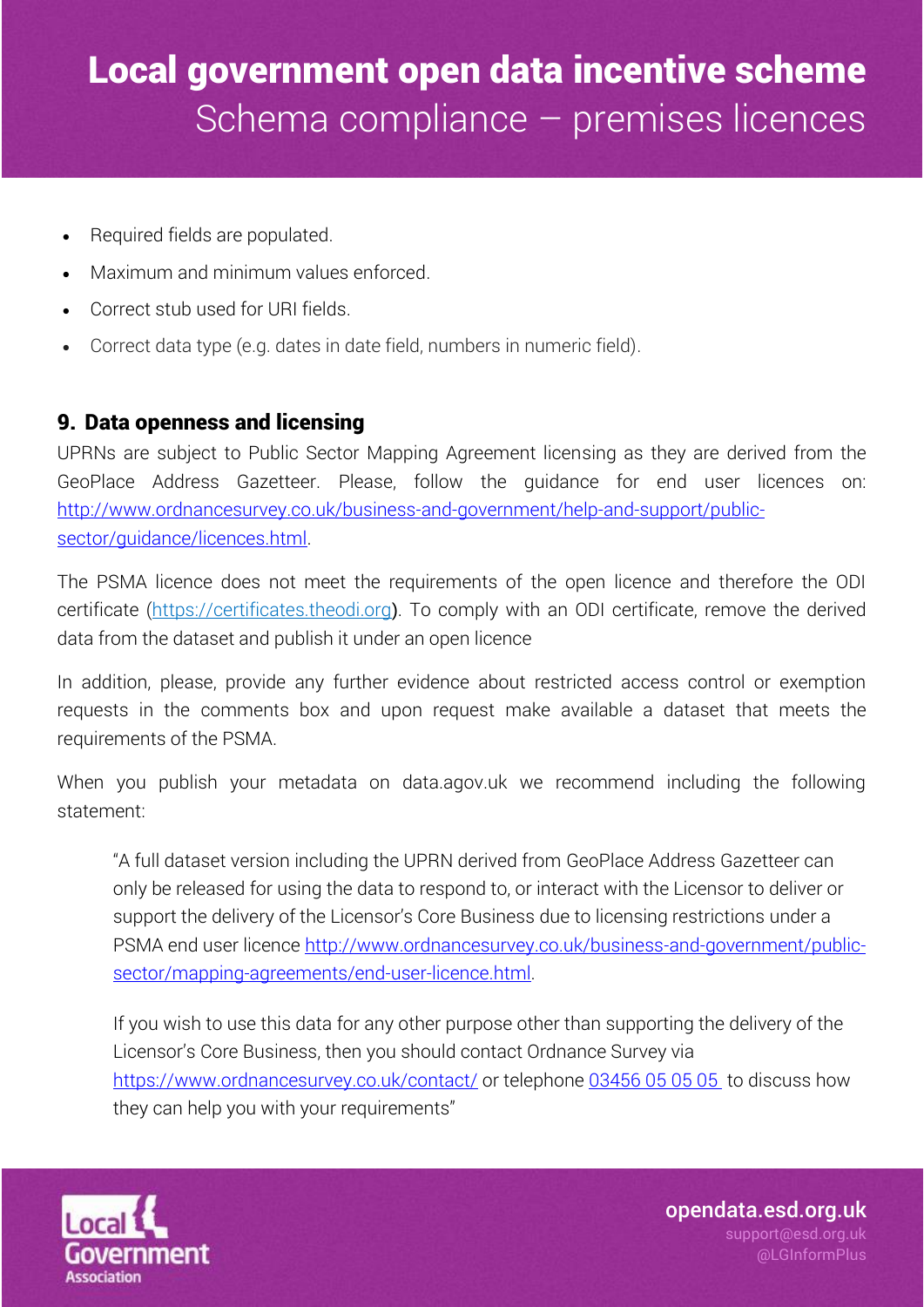- Required fields are populated.
- Maximum and minimum values enforced.
- Correct stub used for URI fields.
- Correct data type (e.g. dates in date field, numbers in numeric field).

## 9. Data openness and licensing

UPRNs are subject to Public Sector Mapping Agreement licensing as they are derived from the GeoPlace Address Gazetteer. Please, follow the guidance for end user licences on: [http://www.ordnancesurvey.co.uk/business-and-government/help-and-support/public-sector/guidance/licences.html](http://www.ordnancesurvey.co.uk/business-and-government/help-and-support/public-sector/guidance/licences.html).

The PSMA licence does not meet the requirements of the open licence and therefore the ODI certificate ([https://certificates.theodi.org](https://certificates.theodi.org)). To comply with an ODI certificate, remove the derived data from the dataset and publish it under an open licence

In addition, please, provide any further evidence about restricted access control or exemption requests in the comments box and upon request make available a dataset that meets the requirements of the PSMA.

When you publish your metadata on data.agov.uk we recommend including the following statement:

> "A full dataset version including the UPRN derived from GeoPlace Address Gazetteer can only be released for using the data to respond to, or interact with the Licensor to deliver or support the delivery of the Licensor's Core Business due to licensing restrictions under a PSMA end user licence [http://www.ordnancesurvey.co.uk/business-and-government/public-sector/mapping-agreements/end-user-licence.html](http://www.ordnancesurvey.co.uk/business-and-government/public-sector/mapping-agreements/end-user-licence.html).
>
> If you wish to use this data for any other purpose other than supporting the delivery of the Licensor's Core Business, then you should contact Ordnance Survey via [https://www.ordnancesurvey.co.uk/contact/](https://www.ordnancesurvey.co.uk/contact/) or telephone 03456 05 05 05 to discuss how they can help you with your requirements"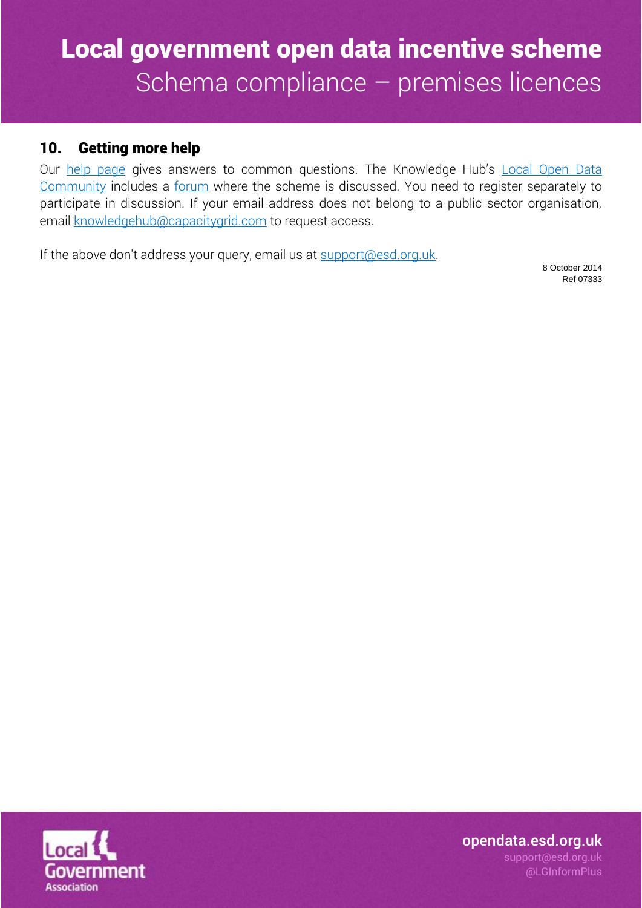## 10. Getting more help

Our help page gives answers to common questions. The Knowledge Hub's Local Open Data Community includes a forum where the scheme is discussed. You need to register separately to participate in discussion. If your email address does not belong to a public sector organisation, email knowledgehub@capacitygrid.com to request access.

If the above don't address your query, email us at support@esd.org.uk.

8 October 2014
Ref 07333